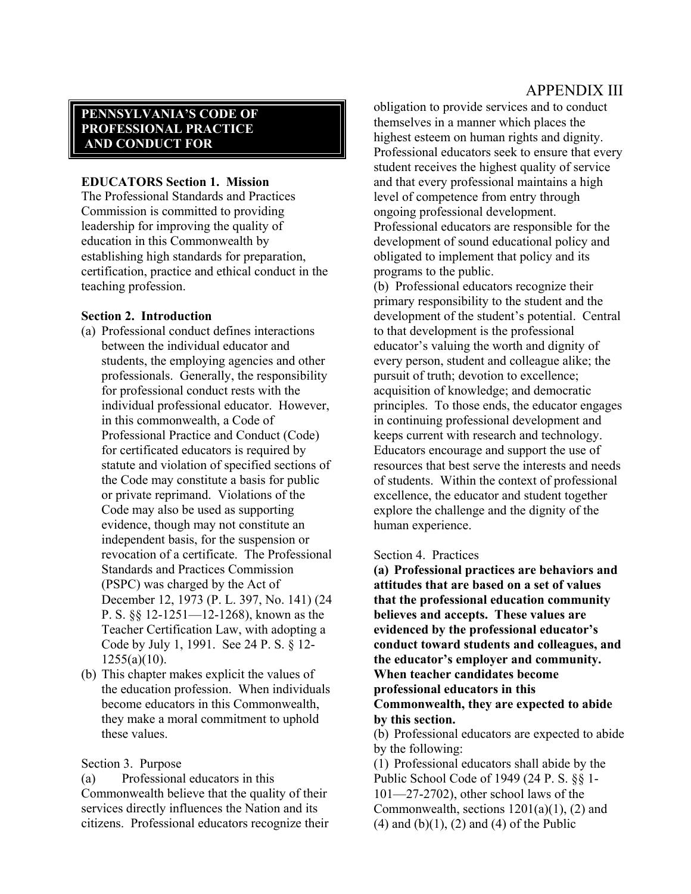APPENDIX III

# PENNSYLVANIA'S CODE OF PROFESSIONAL PRACTICE AND CONDUCT FOR

**EDUCATORS Section 1. Mission**

The Professional Standards and Practices Commission is committed to providing leadership for improving the quality of education in this Commonwealth by establishing high standards for preparation, certification, practice and ethical conduct in the teaching profession.

**Section 2. Introduction**

(a) Professional conduct defines interactions between the individual educator and students, the employing agencies and other professionals. Generally, the responsibility for professional conduct rests with the individual professional educator. However, in this commonwealth, a Code of Professional Practice and Conduct (Code) for certificated educators is required by statute and violation of specified sections of the Code may constitute a basis for public or private reprimand. Violations of the Code may also be used as supporting evidence, though may not constitute an independent basis, for the suspension or revocation of a certificate. The Professional Standards and Practices Commission (PSPC) was charged by the Act of December 12, 1973 (P. L. 397, No. 141) (24 P. S. §§ 12-1251—12-1268), known as the Teacher Certification Law, with adopting a Code by July 1, 1991. See 24 P. S. § 12-1255(a)(10).

(b) This chapter makes explicit the values of the education profession. When individuals become educators in this Commonwealth, they make a moral commitment to uphold these values.

Section 3. Purpose

(a) Professional educators in this Commonwealth believe that the quality of their services directly influences the Nation and its citizens. Professional educators recognize their obligation to provide services and to conduct themselves in a manner which places the highest esteem on human rights and dignity. Professional educators seek to ensure that every student receives the highest quality of service and that every professional maintains a high level of competence from entry through ongoing professional development. Professional educators are responsible for the development of sound educational policy and obligated to implement that policy and its programs to the public.

(b) Professional educators recognize their primary responsibility to the student and the development of the student's potential. Central to that development is the professional educator's valuing the worth and dignity of every person, student and colleague alike; the pursuit of truth; devotion to excellence; acquisition of knowledge; and democratic principles. To those ends, the educator engages in continuing professional development and keeps current with research and technology. Educators encourage and support the use of resources that best serve the interests and needs of students. Within the context of professional excellence, the educator and student together explore the challenge and the dignity of the human experience.

Section 4. Practices

**(a) Professional practices are behaviors and attitudes that are based on a set of values that the professional education community believes and accepts. These values are evidenced by the professional educator's conduct toward students and colleagues, and the educator's employer and community. When teacher candidates become professional educators in this Commonwealth, they are expected to abide by this section.**

(b) Professional educators are expected to abide by the following:

(1) Professional educators shall abide by the Public School Code of 1949 (24 P. S. §§ 1-101—27-2702), other school laws of the Commonwealth, sections 1201(a)(1), (2) and (4) and (b)(1), (2) and (4) of the Public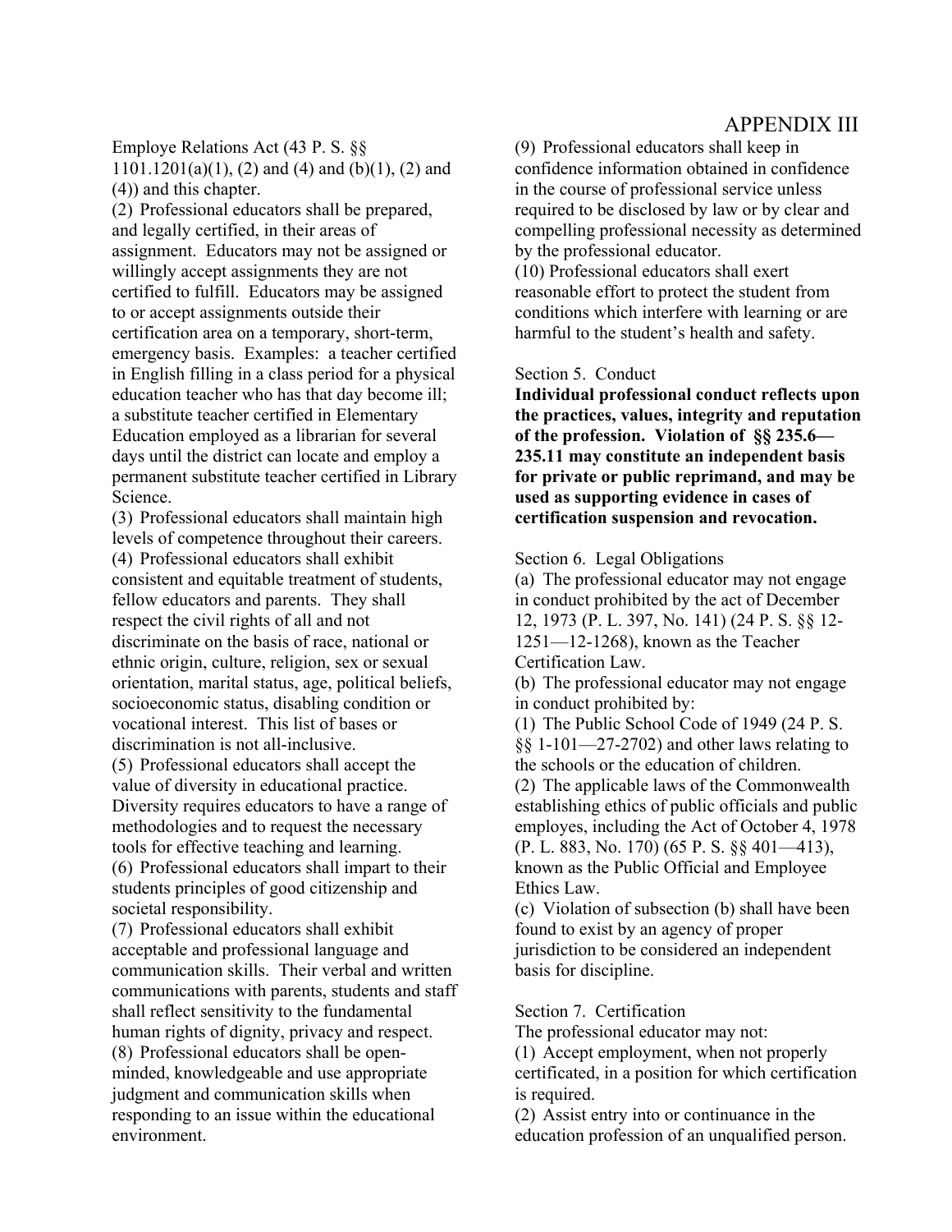Employe Relations Act (43 P. S. §§ 1101.1201(a)(1), (2) and (4) and (b)(1), (2) and (4)) and this chapter.

(2) Professional educators shall be prepared, and legally certified, in their areas of assignment. Educators may not be assigned or willingly accept assignments they are not certified to fulfill. Educators may be assigned to or accept assignments outside their certification area on a temporary, short-term, emergency basis. Examples: a teacher certified in English filling in a class period for a physical education teacher who has that day become ill; a substitute teacher certified in Elementary Education employed as a librarian for several days until the district can locate and employ a permanent substitute teacher certified in Library Science.

(3) Professional educators shall maintain high levels of competence throughout their careers.

(4) Professional educators shall exhibit consistent and equitable treatment of students, fellow educators and parents. They shall respect the civil rights of all and not discriminate on the basis of race, national or ethnic origin, culture, religion, sex or sexual orientation, marital status, age, political beliefs, socioeconomic status, disabling condition or vocational interest. This list of bases or discrimination is not all-inclusive.

(5) Professional educators shall accept the value of diversity in educational practice. Diversity requires educators to have a range of methodologies and to request the necessary tools for effective teaching and learning.

(6) Professional educators shall impart to their students principles of good citizenship and societal responsibility.

(7) Professional educators shall exhibit acceptable and professional language and communication skills. Their verbal and written communications with parents, students and staff shall reflect sensitivity to the fundamental human rights of dignity, privacy and respect.

(8) Professional educators shall be open-minded, knowledgeable and use appropriate judgment and communication skills when responding to an issue within the educational environment.

(9) Professional educators shall keep in confidence information obtained in confidence in the course of professional service unless required to be disclosed by law or by clear and compelling professional necessity as determined by the professional educator.

(10) Professional educators shall exert reasonable effort to protect the student from conditions which interfere with learning or are harmful to the student's health and safety.

Section 5. Conduct

**Individual professional conduct reflects upon the practices, values, integrity and reputation of the profession. Violation of §§ 235.6—235.11 may constitute an independent basis for private or public reprimand, and may be used as supporting evidence in cases of certification suspension and revocation.**

Section 6. Legal Obligations

(a) The professional educator may not engage in conduct prohibited by the act of December 12, 1973 (P. L. 397, No. 141) (24 P. S. §§ 12-1251—12-1268), known as the Teacher Certification Law.

(b) The professional educator may not engage in conduct prohibited by:

(1) The Public School Code of 1949 (24 P. S. §§ 1-101—27-2702) and other laws relating to the schools or the education of children.

(2) The applicable laws of the Commonwealth establishing ethics of public officials and public employes, including the Act of October 4, 1978 (P. L. 883, No. 170) (65 P. S. §§ 401—413), known as the Public Official and Employee Ethics Law.

(c) Violation of subsection (b) shall have been found to exist by an agency of proper jurisdiction to be considered an independent basis for discipline.

Section 7. Certification

The professional educator may not:

(1) Accept employment, when not properly certificated, in a position for which certification is required.

(2) Assist entry into or continuance in the education profession of an unqualified person.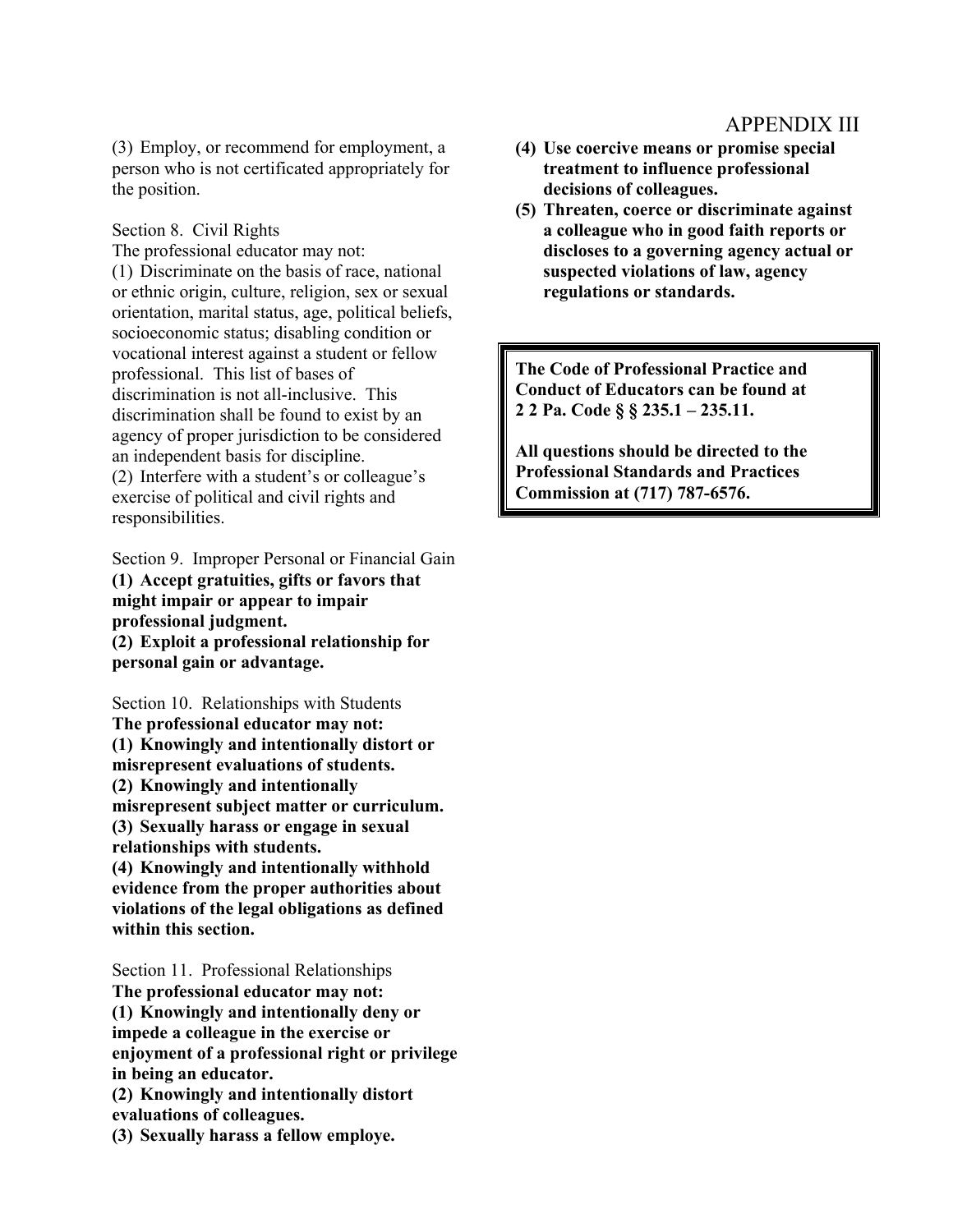APPENDIX III

(3) Employ, or recommend for employment, a person who is not certificated appropriately for the position.

Section 8. Civil Rights

The professional educator may not:

(1) Discriminate on the basis of race, national or ethnic origin, culture, religion, sex or sexual orientation, marital status, age, political beliefs, socioeconomic status; disabling condition or vocational interest against a student or fellow professional. This list of bases of discrimination is not all-inclusive. This discrimination shall be found to exist by an agency of proper jurisdiction to be considered an independent basis for discipline.

(2) Interfere with a student's or colleague's exercise of political and civil rights and responsibilities.

Section 9. Improper Personal or Financial Gain

**(1) Accept gratuities, gifts or favors that might impair or appear to impair professional judgment.**

**(2) Exploit a professional relationship for personal gain or advantage.**

Section 10. Relationships with Students

**The professional educator may not:**

**(1) Knowingly and intentionally distort or misrepresent evaluations of students.**

**(2) Knowingly and intentionally misrepresent subject matter or curriculum.**

**(3) Sexually harass or engage in sexual relationships with students.**

**(4) Knowingly and intentionally withhold evidence from the proper authorities about violations of the legal obligations as defined within this section.**

Section 11. Professional Relationships

**The professional educator may not:**

**(1) Knowingly and intentionally deny or impede a colleague in the exercise or enjoyment of a professional right or privilege in being an educator.**

**(2) Knowingly and intentionally distort evaluations of colleagues.**

**(3) Sexually harass a fellow employe.**

**(4) Use coercive means or promise special treatment to influence professional decisions of colleagues.**

**(5) Threaten, coerce or discriminate against a colleague who in good faith reports or discloses to a governing agency actual or suspected violations of law, agency regulations or standards.**

**The Code of Professional Practice and Conduct of Educators can be found at 2 2 Pa. Code § § 235.1 – 235.11.**

**All questions should be directed to the Professional Standards and Practices Commission at (717) 787-6576.**